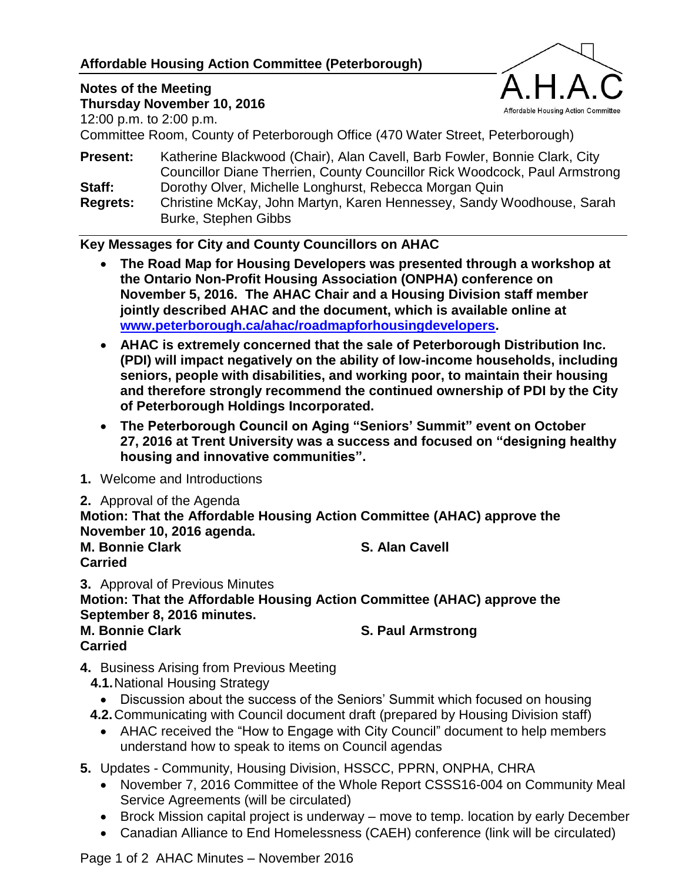## Affordable Housing Action Committee (Peterborough)

**Notes of the Meeting**
**Thursday November 10, 2016**
12:00 p.m. to 2:00 p.m.
Committee Room, County of Peterborough Office (470 Water Street, Peterborough)

**Present:** Katherine Blackwood (Chair), Alan Cavell, Barb Fowler, Bonnie Clark, City Councillor Diane Therrien, County Councillor Rick Woodcock, Paul Armstrong
**Staff:** Dorothy Olver, Michelle Longhurst, Rebecca Morgan Quin
**Regrets:** Christine McKay, John Martyn, Karen Hennessey, Sandy Woodhouse, Sarah Burke, Stephen Gibbs

**Key Messages for City and County Councillors on AHAC**

- **The Road Map for Housing Developers was presented through a workshop at the Ontario Non-Profit Housing Association (ONPHA) conference on November 5, 2016. The AHAC Chair and a Housing Division staff member jointly described AHAC and the document, which is available online at [www.peterborough.ca/ahac/roadmapforhousingdevelopers](www.peterborough.ca/ahac/roadmapforhousingdevelopers).**
- **AHAC is extremely concerned that the sale of Peterborough Distribution Inc. (PDI) will impact negatively on the ability of low-income households, including seniors, people with disabilities, and working poor, to maintain their housing and therefore strongly recommend the continued ownership of PDI by the City of Peterborough Holdings Incorporated.**
- **The Peterborough Council on Aging "Seniors' Summit" event on October 27, 2016 at Trent University was a success and focused on "designing healthy housing and innovative communities".**

**1.** Welcome and Introductions

**2.** Approval of the Agenda
**Motion: That the Affordable Housing Action Committee (AHAC) approve the November 10, 2016 agenda.**
**M. Bonnie Clark** **S. Alan Cavell**
**Carried**

**3.** Approval of Previous Minutes
**Motion: That the Affordable Housing Action Committee (AHAC) approve the September 8, 2016 minutes.**
**M. Bonnie Clark** **S. Paul Armstrong**
**Carried**

**4.** Business Arising from Previous Meeting
- **4.1.** National Housing Strategy
  - Discussion about the success of the Seniors' Summit which focused on housing
- **4.2.** Communicating with Council document draft (prepared by Housing Division staff)
  - AHAC received the "How to Engage with City Council" document to help members understand how to speak to items on Council agendas

**5.** Updates - Community, Housing Division, HSSCC, PPRN, ONPHA, CHRA
- November 7, 2016 Committee of the Whole Report CSSS16-004 on Community Meal Service Agreements (will be circulated)
- Brock Mission capital project is underway – move to temp. location by early December
- Canadian Alliance to End Homelessness (CAEH) conference (link will be circulated)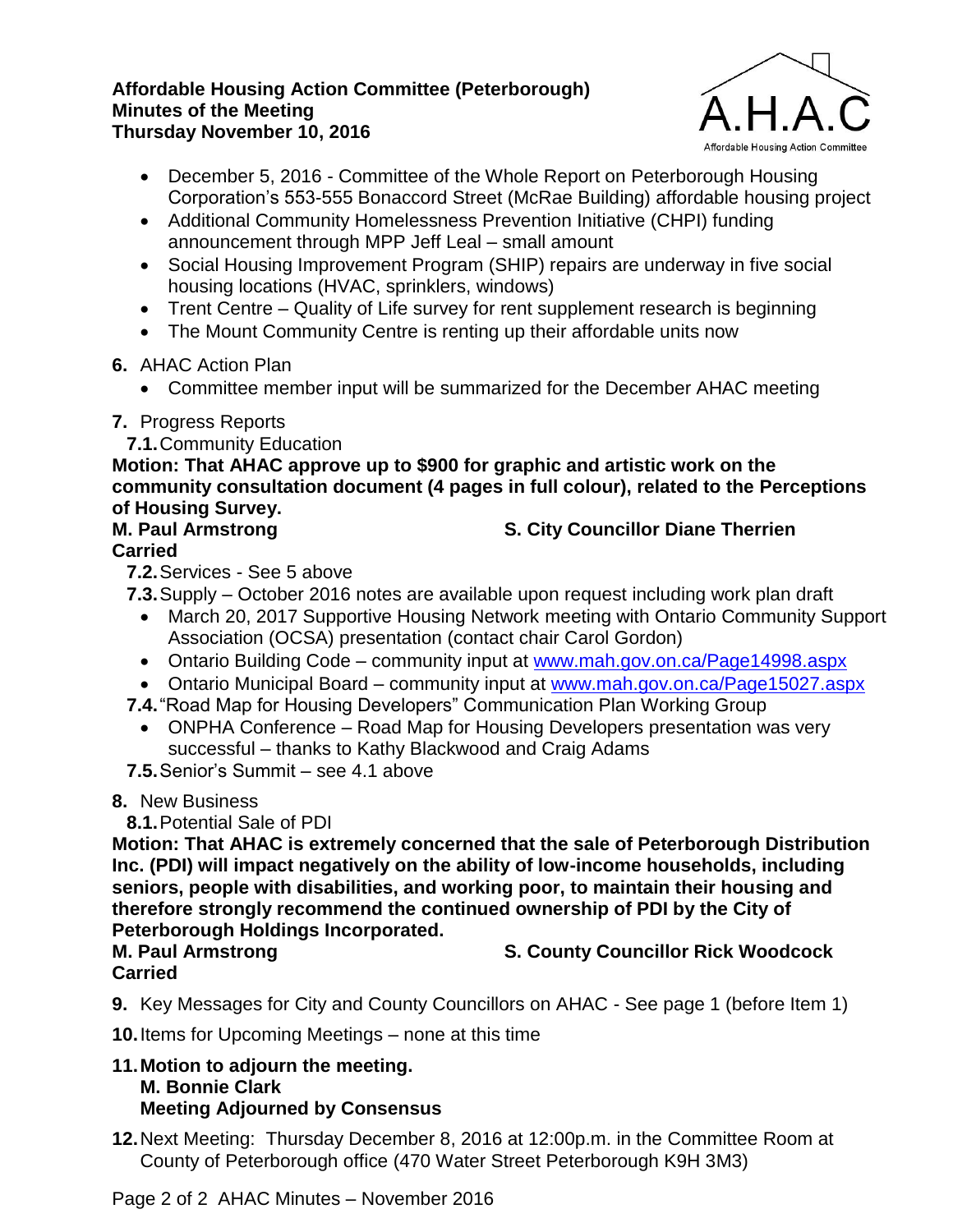**Affordable Housing Action Committee (Peterborough)**
**Minutes of the Meeting**
**Thursday November 10, 2016**

A.H.A.C
Affordable Housing Action Committee

- December 5, 2016 - Committee of the Whole Report on Peterborough Housing Corporation's 553-555 Bonaccord Street (McRae Building) affordable housing project
- Additional Community Homelessness Prevention Initiative (CHPI) funding announcement through MPP Jeff Leal – small amount
- Social Housing Improvement Program (SHIP) repairs are underway in five social housing locations (HVAC, sprinklers, windows)
- Trent Centre – Quality of Life survey for rent supplement research is beginning
- The Mount Community Centre is renting up their affordable units now

**6.** AHAC Action Plan

- Committee member input will be summarized for the December AHAC meeting

**7.** Progress Reports

**7.1.** Community Education

**Motion: That AHAC approve up to $900 for graphic and artistic work on the community consultation document (4 pages in full colour), related to the Perceptions of Housing Survey.**
**M. Paul Armstrong** **S. City Councillor Diane Therrien**
**Carried**

**7.2.** Services - See 5 above

**7.3.** Supply – October 2016 notes are available upon request including work plan draft

- March 20, 2017 Supportive Housing Network meeting with Ontario Community Support Association (OCSA) presentation (contact chair Carol Gordon)
- Ontario Building Code – community input at www.mah.gov.on.ca/Page14998.aspx
- Ontario Municipal Board – community input at www.mah.gov.on.ca/Page15027.aspx

**7.4.** "Road Map for Housing Developers" Communication Plan Working Group

- ONPHA Conference – Road Map for Housing Developers presentation was very successful – thanks to Kathy Blackwood and Craig Adams

**7.5.** Senior's Summit – see 4.1 above

**8.** New Business

**8.1.** Potential Sale of PDI

**Motion: That AHAC is extremely concerned that the sale of Peterborough Distribution Inc. (PDI) will impact negatively on the ability of low-income households, including seniors, people with disabilities, and working poor, to maintain their housing and therefore strongly recommend the continued ownership of PDI by the City of Peterborough Holdings Incorporated.**
**M. Paul Armstrong** **S. County Councillor Rick Woodcock**
**Carried**

**9.** Key Messages for City and County Councillors on AHAC - See page 1 (before Item 1)

**10.** Items for Upcoming Meetings – none at this time

**11. Motion to adjourn the meeting.**
**M. Bonnie Clark**
**Meeting Adjourned by Consensus**

**12.** Next Meeting: Thursday December 8, 2016 at 12:00p.m. in the Committee Room at County of Peterborough office (470 Water Street Peterborough K9H 3M3)